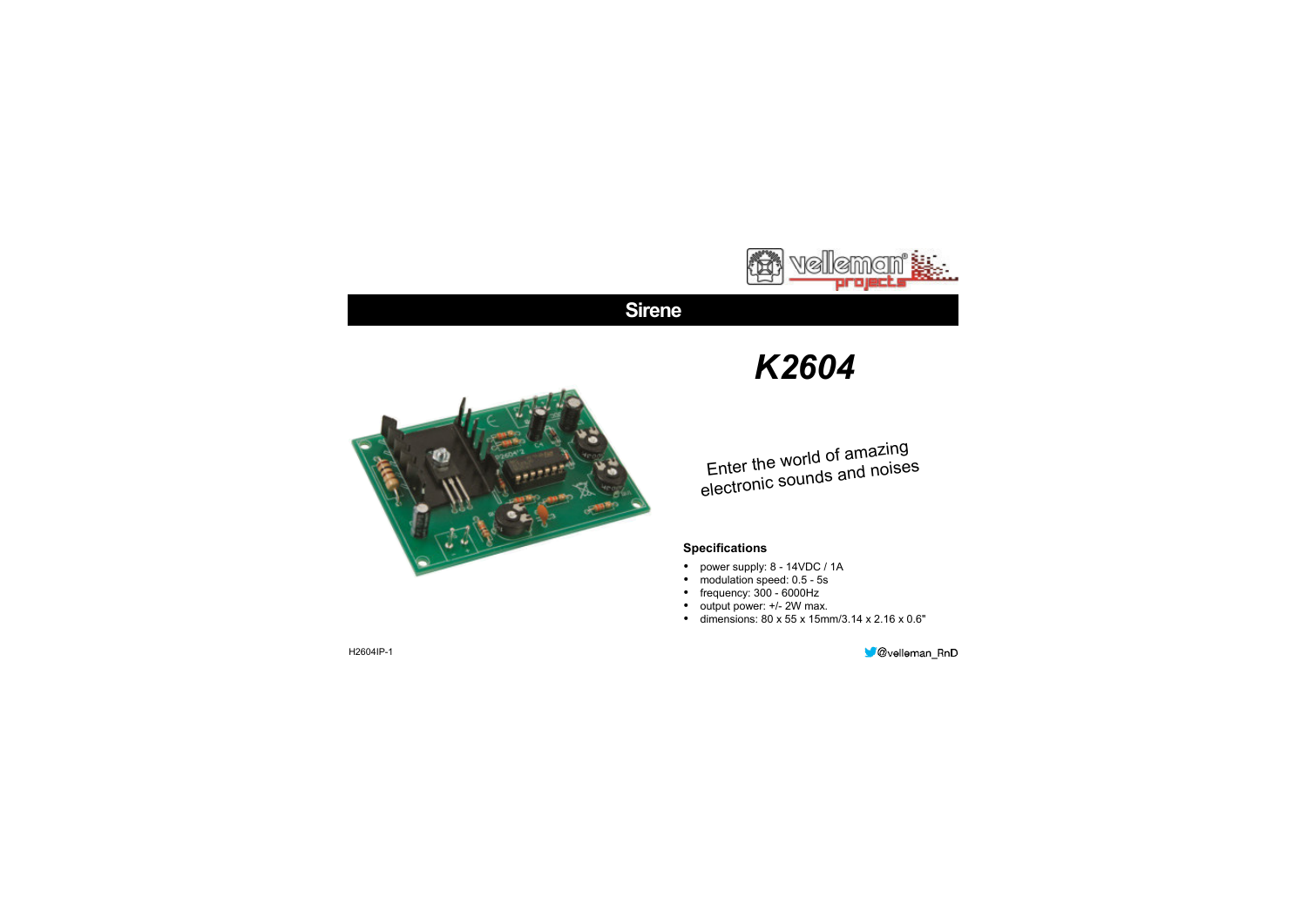# Sirene

## *K2604*

Enter the world of amazing electronic sounds and noises

**Specifications**

- power supply: 8 - 14VDC / 1A
- modulation speed: 0.5 - 5s
- frequency: 300 - 6000Hz
- output power: +/- 2W max.
- dimensions: 80 x 55 x 15mm/3.14 x 2.16 x 0.6"

H2604IP-1

@velleman_RnD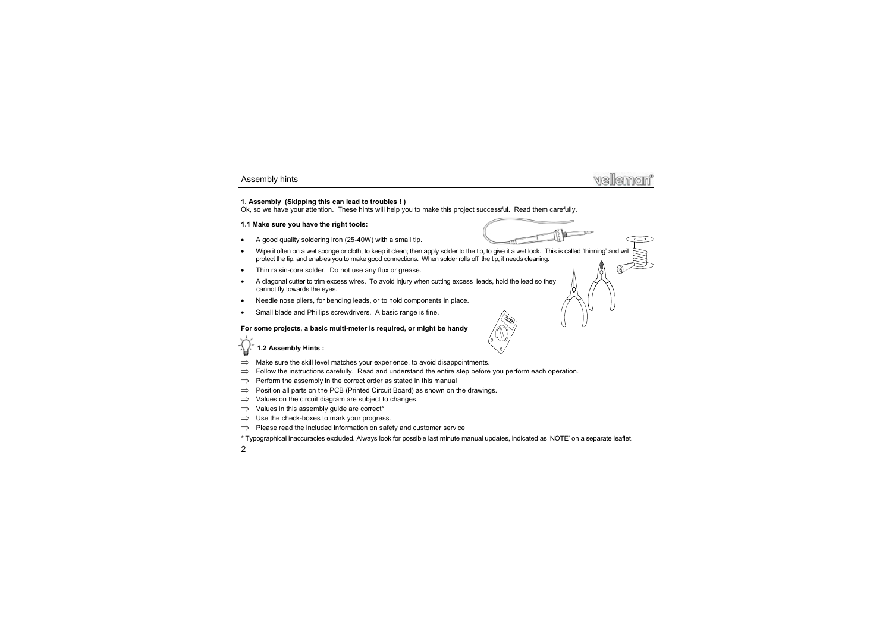## 1. Assembly (Skipping this can lead to troubles ! )

Ok, so we have your attention. These hints will help you to make this project successful. Read them carefully.

### 1.1 Make sure you have the right tools:

- A good quality soldering iron (25-40W) with a small tip.
- Wipe it often on a wet sponge or cloth, to keep it clean; then apply solder to the tip, to give it a wet look. This is called 'thinning' and will protect the tip, and enables you to make good connections. When solder rolls off the tip, it needs cleaning.
- Thin raisin-core solder. Do not use any flux or grease.
- A diagonal cutter to trim excess wires. To avoid injury when cutting excess leads, hold the lead so they cannot fly towards the eyes.
- Needle nose pliers, for bending leads, or to hold components in place.
- Small blade and Phillips screwdrivers. A basic range is fine.

**For some projects, a basic multi-meter is required, or might be handy**

### 1.2 Assembly Hints :

⇒ Make sure the skill level matches your experience, to avoid disappointments.
⇒ Follow the instructions carefully. Read and understand the entire step before you perform each operation.
⇒ Perform the assembly in the correct order as stated in this manual
⇒ Position all parts on the PCB (Printed Circuit Board) as shown on the drawings.
⇒ Values on the circuit diagram are subject to changes.
⇒ Values in this assembly guide are correct*
⇒ Use the check-boxes to mark your progress.
⇒ Please read the included information on safety and customer service

* Typographical inaccuracies excluded. Always look for possible last minute manual updates, indicated as 'NOTE' on a separate leaflet.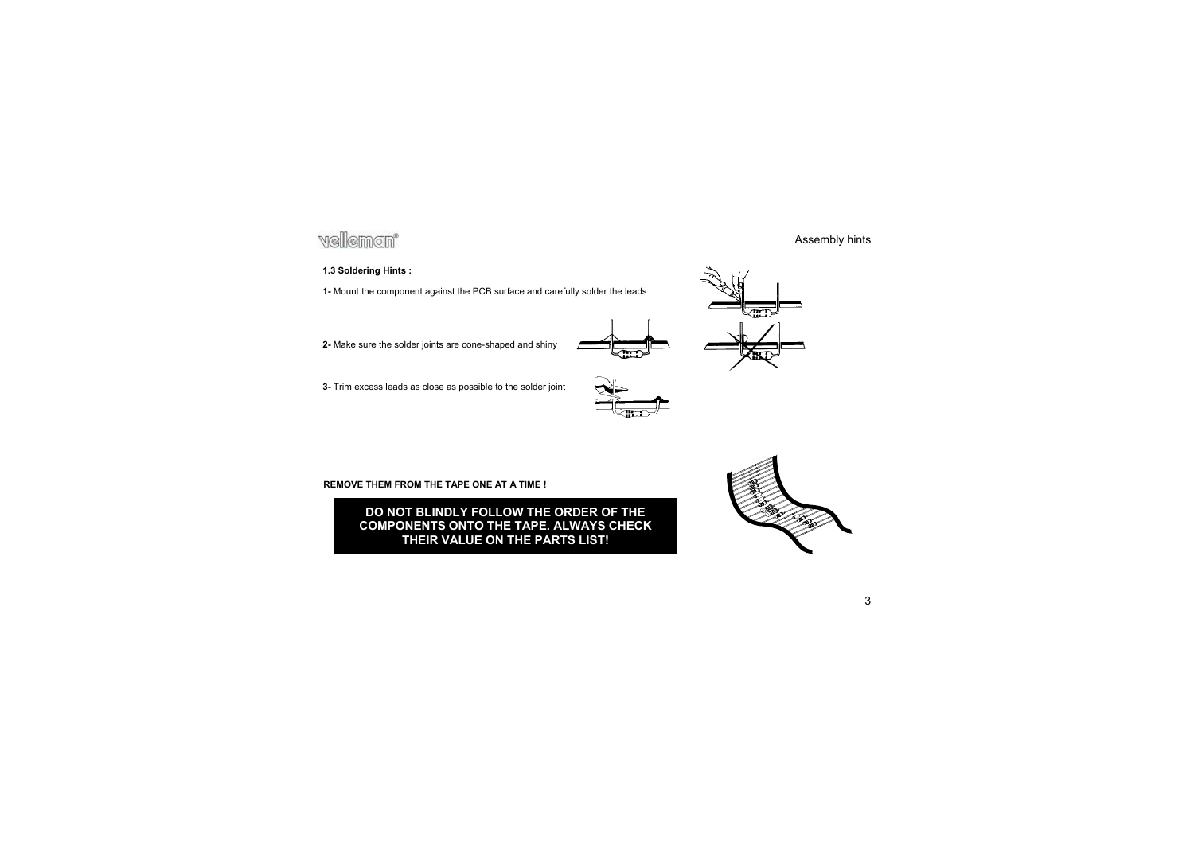#### 1.3 Soldering Hints :

**1-** Mount the component against the PCB surface and carefully solder the leads

**2-** Make sure the solder joints are cone-shaped and shiny

**3-** Trim excess leads as close as possible to the solder joint

**REMOVE THEM FROM THE TAPE ONE AT A TIME !**

**DO NOT BLINDLY FOLLOW THE ORDER OF THE COMPONENTS ONTO THE TAPE. ALWAYS CHECK THEIR VALUE ON THE PARTS LIST!**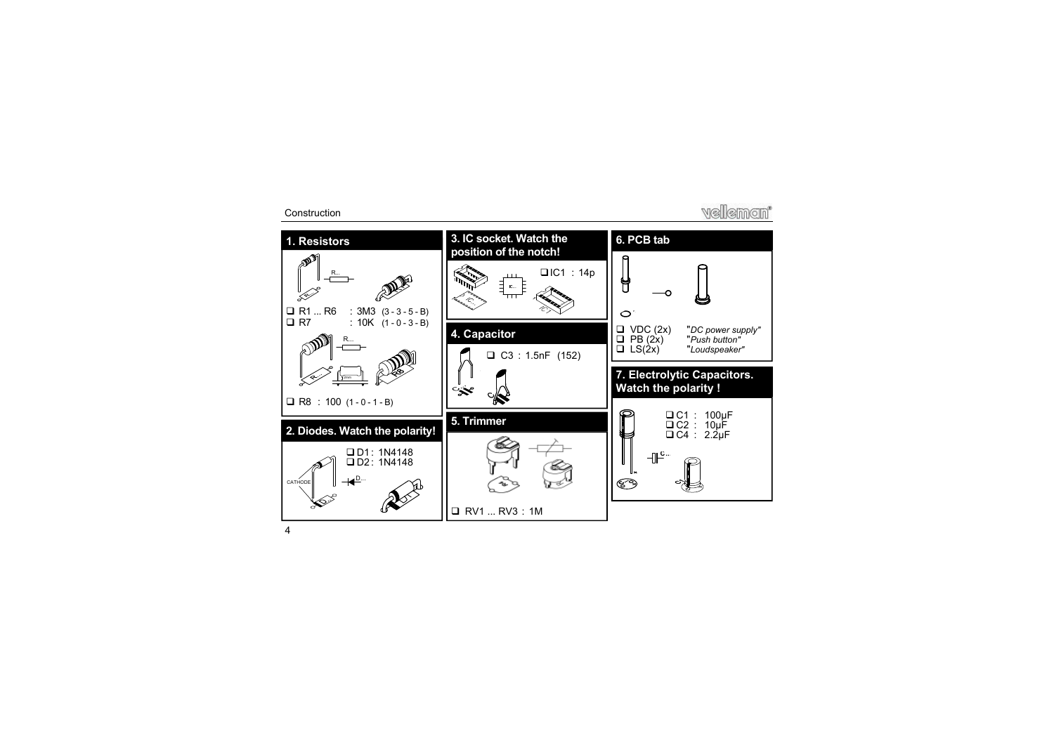## 1. Resistors

- ☐ R1 ... R6 : 3M3 (3 - 3 - 5 - B)
- ☐ R7 : 10K (1 - 0 - 3 - B)
- ☐ R8 : 100 (1 - 0 - 1 - B)

## 2. Diodes. Watch the polarity!

- ☐ D1 : 1N4148
- ☐ D2 : 1N4148

CATHODE

## 3. IC socket. Watch the position of the notch!

- ☐ IC1 : 14p

## 4. Capacitor

- ☐ C3 : 1.5nF (152)

## 5. Trimmer

- ☐ RV1 ... RV3 : 1M

## 6. PCB tab

- ☐ VDC (2x) "*DC power supply*"
- ☐ PB (2x) "*Push button*"
- ☐ LS(2x) "*Loudspeaker*"

## 7. Electrolytic Capacitors. Watch the polarity !

- ☐ C1 : 100µF
- ☐ C2 : 10µF
- ☐ C4 : 2.2µF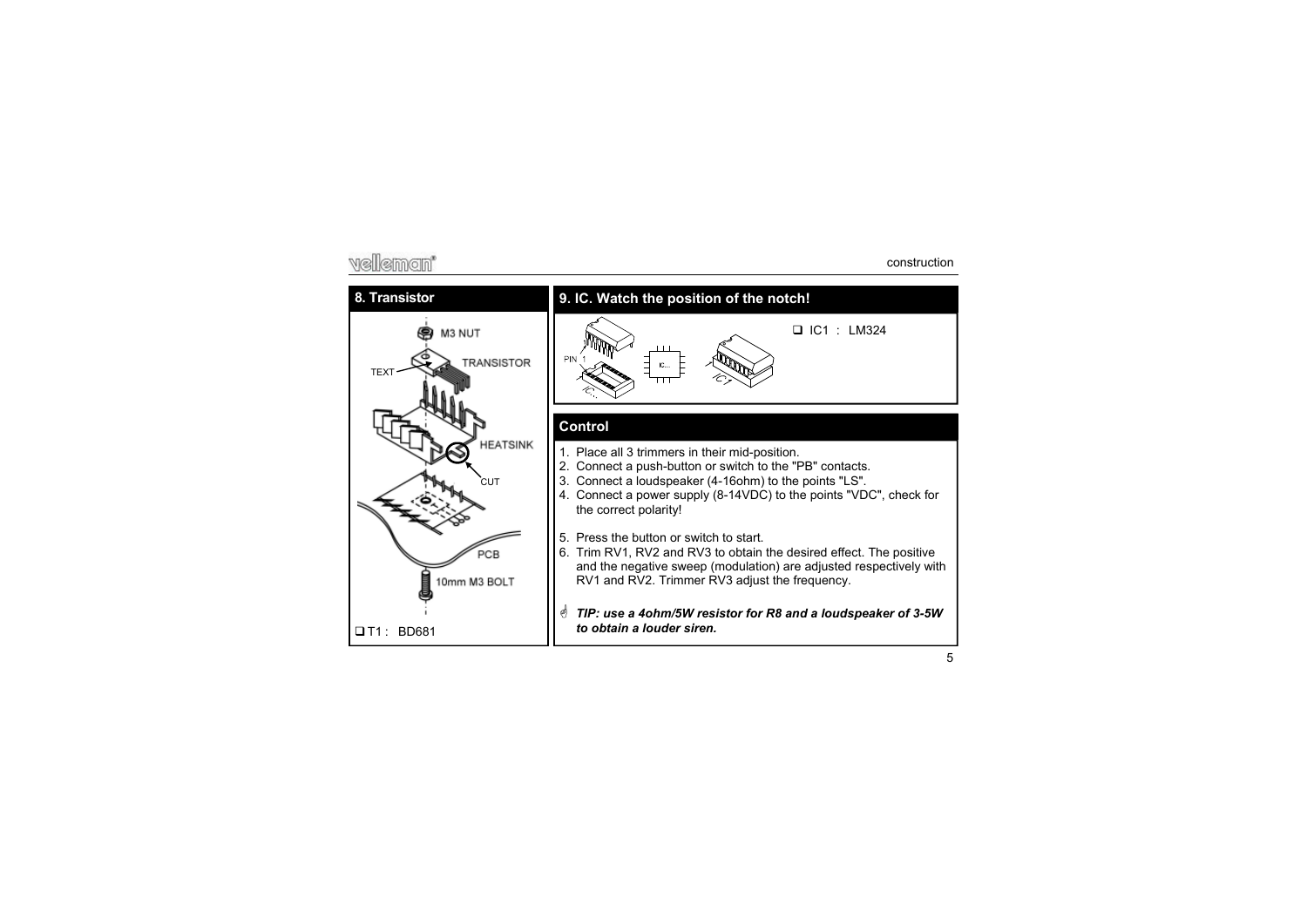## 8. Transistor

M3 NUT

TEXT

TRANSISTOR

HEATSINK

CUT

PCB

10mm M3 BOLT

- ❑ T1 : BD681

## 9. IC. Watch the position of the notch!

PIN 1

- ❑ IC1 : LM324

## Control

1. Place all 3 trimmers in their mid-position.
2. Connect a push-button or switch to the "PB" contacts.
3. Connect a loudspeaker (4-16ohm) to the points "LS".
4. Connect a power supply (8-14VDC) to the points "VDC", check for the correct polarity!
5. Press the button or switch to start.
6. Trim RV1, RV2 and RV3 to obtain the desired effect. The positive and the negative sweep (modulation) are adjusted respectively with RV1 and RV2. Trimmer RV3 adjust the frequency.

☝ ***TIP: use a 4ohm/5W resistor for R8 and a loudspeaker of 3-5W to obtain a louder siren.***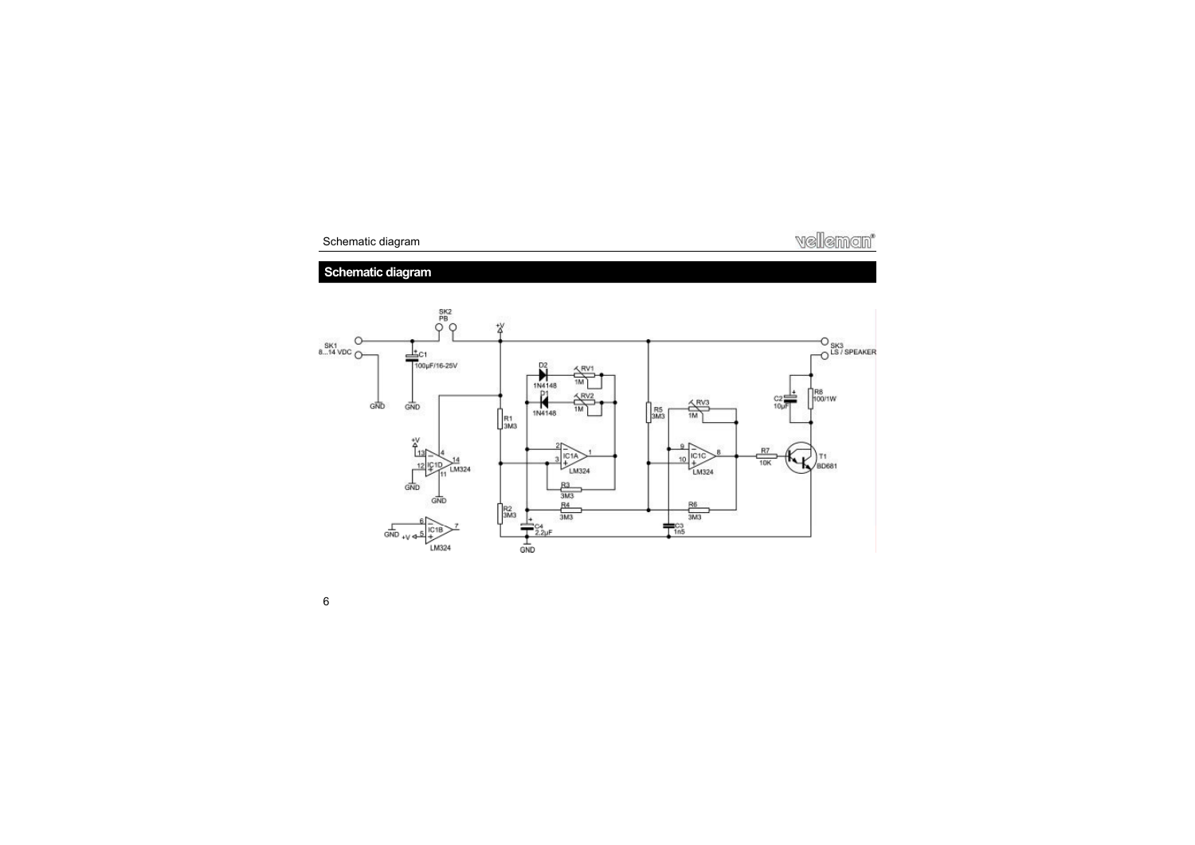## Schematic diagram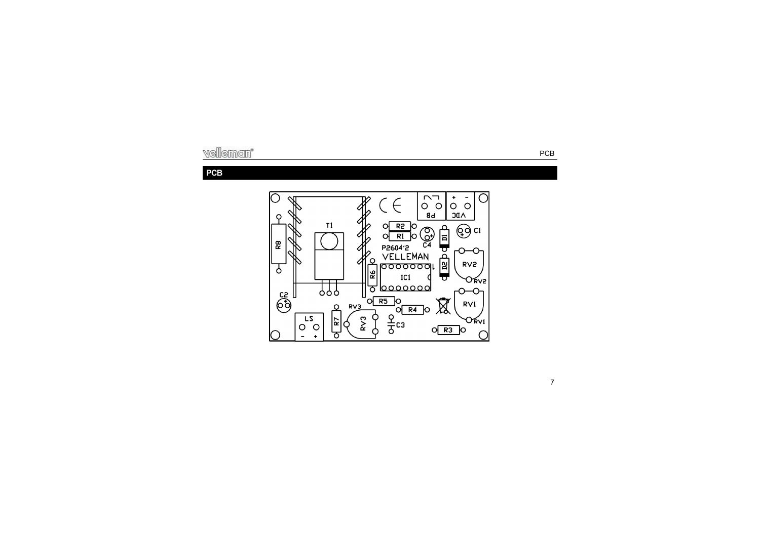# PCB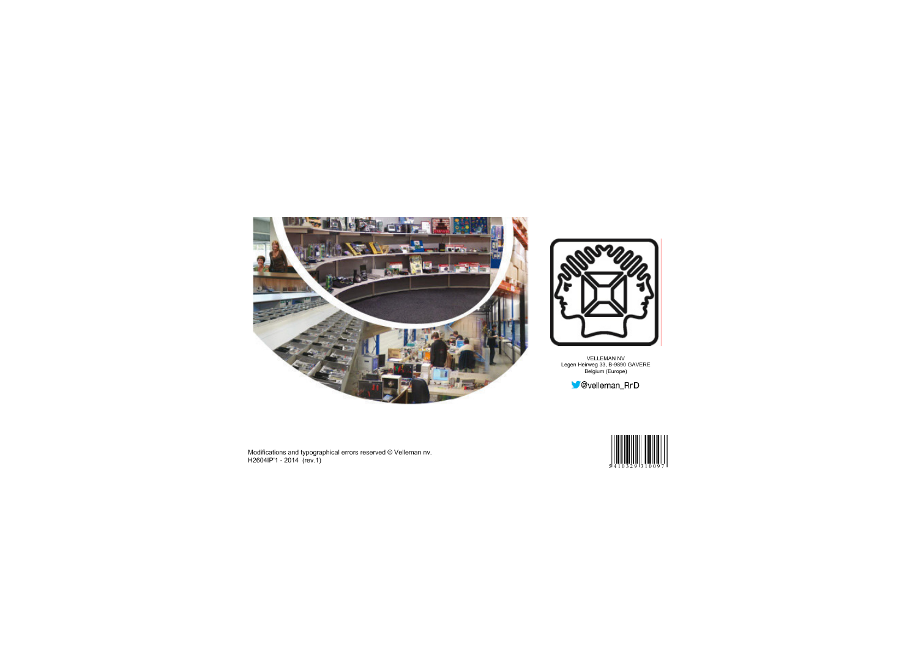VELLEMAN NV
Legen Heirweg 33, B-9890 GAVERE
Belgium (Europe)

@velleman_RnD

Modifications and typographical errors reserved © Velleman nv.
H2604IP'1 - 2014 (rev.1)

5 410329 310097